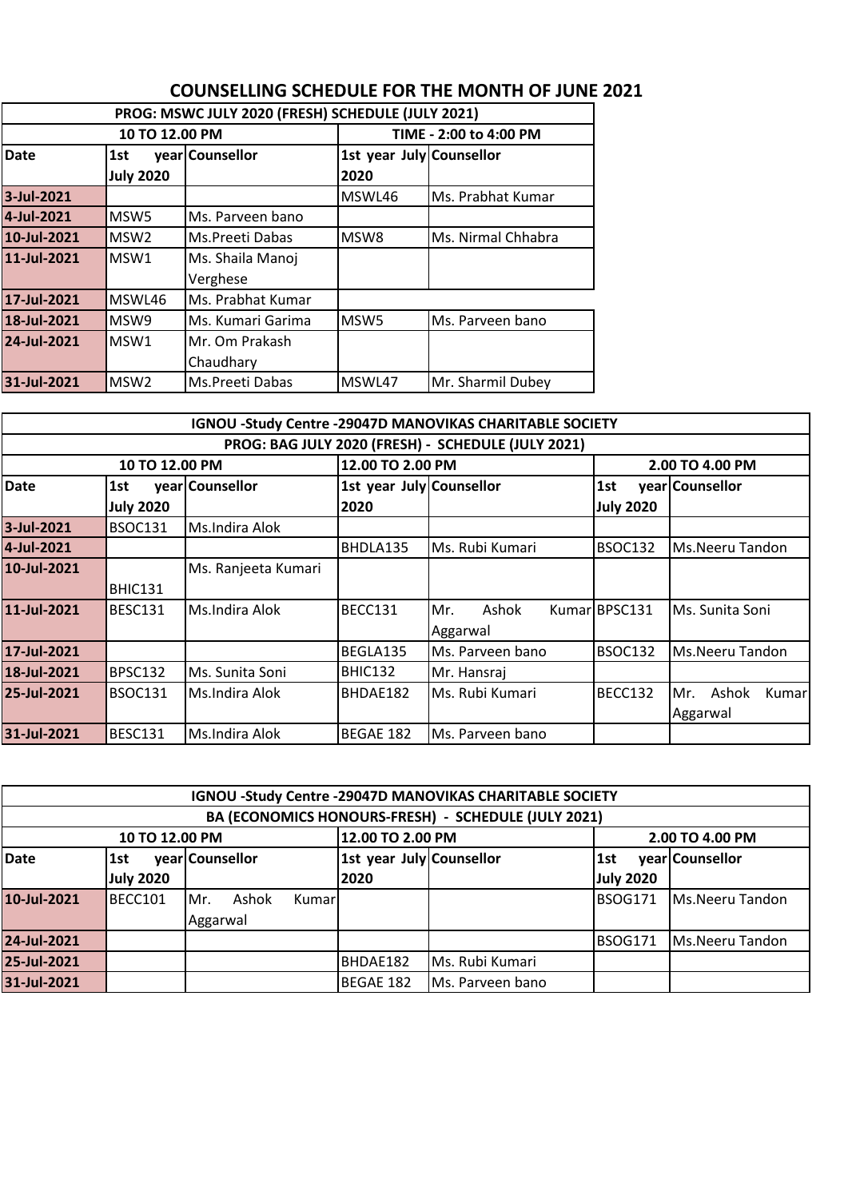# COUNSELLING SCHEDULE FOR THE MONTH OF JUNE 2021

| PROG: MSWC JULY 2020 (FRESH) SCHEDULE (JULY 2021) | | | | |
|---|---|---|---|---|
| | 10 TO 12.00 PM | | TIME - 2:00 to 4:00 PM | |
| **Date** | **1st year July 2020** | **Counsellor** | **1st year July 2020** | **Counsellor** |
| 3-Jul-2021 | | | MSWL46 | Ms. Prabhat Kumar |
| 4-Jul-2021 | MSW5 | Ms. Parveen bano | | |
| 10-Jul-2021 | MSW2 | Ms.Preeti Dabas | MSW8 | Ms. Nirmal Chhabra |
| 11-Jul-2021 | MSW1 | Ms. Shaila Manoj Verghese | | |
| 17-Jul-2021 | MSWL46 | Ms. Prabhat Kumar | | |
| 18-Jul-2021 | MSW9 | Ms. Kumari Garima | MSW5 | Ms. Parveen bano |
| 24-Jul-2021 | MSW1 | Mr. Om Prakash Chaudhary | | |
| 31-Jul-2021 | MSW2 | Ms.Preeti Dabas | MSWL47 | Mr. Sharmil Dubey |

| IGNOU -Study Centre -29047D MANOVIKAS CHARITABLE SOCIETY | | | | | | |
|---|---|---|---|---|---|---|
| PROG: BAG JULY 2020 (FRESH) - SCHEDULE (JULY 2021) | | | | | | |
| | 10 TO 12.00 PM | | 12.00 TO 2.00 PM | | 2.00 TO 4.00 PM | |
| **Date** | **1st year July 2020** | **Counsellor** | **1st year July 2020** | **Counsellor** | **1st year July 2020** | **Counsellor** |
| 3-Jul-2021 | BSOC131 | Ms.Indira Alok | | | | |
| 4-Jul-2021 | | | BHDLA135 | Ms. Rubi Kumari | BSOC132 | Ms.Neeru Tandon |
| 10-Jul-2021 | BHIC131 | Ms. Ranjeeta Kumari | | | | |
| 11-Jul-2021 | BESC131 | Ms.Indira Alok | BECC131 | Mr. Ashok Kumar Aggarwal | BPSC131 | Ms. Sunita Soni |
| 17-Jul-2021 | | | BEGLA135 | Ms. Parveen bano | BSOC132 | Ms.Neeru Tandon |
| 18-Jul-2021 | BPSC132 | Ms. Sunita Soni | BHIC132 | Mr. Hansraj | | |
| 25-Jul-2021 | BSOC131 | Ms.Indira Alok | BHDAE182 | Ms. Rubi Kumari | BECC132 | Mr. Ashok Kumar Aggarwal |
| 31-Jul-2021 | BESC131 | Ms.Indira Alok | BEGAE 182 | Ms. Parveen bano | | |

| IGNOU -Study Centre -29047D MANOVIKAS CHARITABLE SOCIETY | | | | | | |
|---|---|---|---|---|---|---|
| BA (ECONOMICS HONOURS-FRESH) - SCHEDULE (JULY 2021) | | | | | | |
| | 10 TO 12.00 PM | | 12.00 TO 2.00 PM | | 2.00 TO 4.00 PM | |
| **Date** | **1st year July 2020** | **Counsellor** | **1st year July 2020** | **Counsellor** | **1st year July 2020** | **Counsellor** |
| 10-Jul-2021 | BECC101 | Mr. Ashok Kumar Aggarwal | | | BSOG171 | Ms.Neeru Tandon |
| 24-Jul-2021 | | | | | BSOG171 | Ms.Neeru Tandon |
| 25-Jul-2021 | | | BHDAE182 | Ms. Rubi Kumari | | |
| 31-Jul-2021 | | | BEGAE 182 | Ms. Parveen bano | | |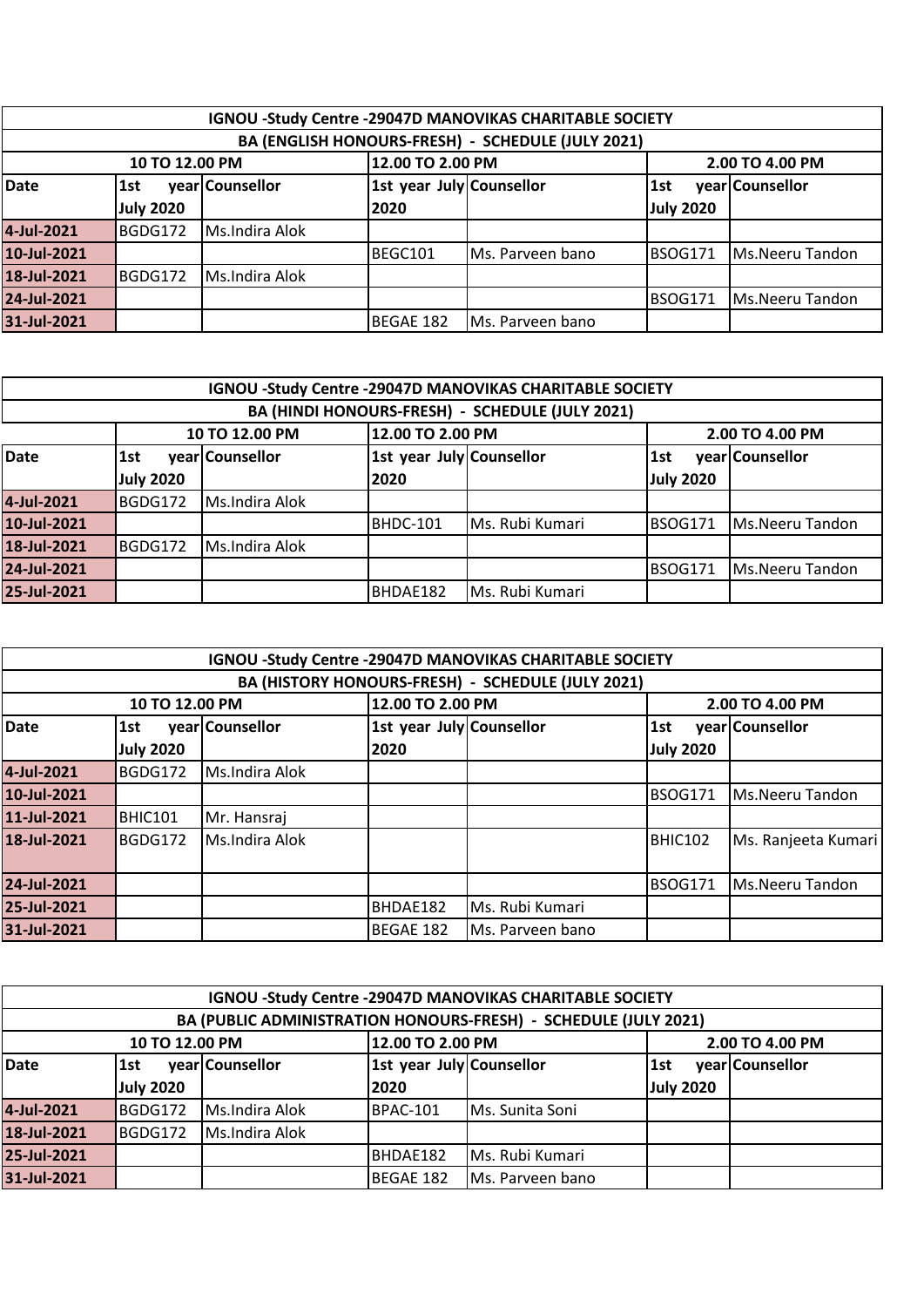| IGNOU -Study Centre -29047D MANOVIKAS CHARITABLE SOCIETY | | | | | |
|---|---|---|---|---|---|
| BA (ENGLISH HONOURS-FRESH) - SCHEDULE (JULY 2021) | | | | | |
| 10 TO 12.00 PM | | | 12.00 TO 2.00 PM | | 2.00 TO 4.00 PM |
| Date | 1st year July 2020 | Counsellor | 1st year July 2020 | Counsellor | 1st year July 2020 | Counsellor |
| 4-Jul-2021 | BGDG172 | Ms.Indira Alok | | | | |
| 10-Jul-2021 | | | BEGC101 | Ms. Parveen bano | BSOG171 | Ms.Neeru Tandon |
| 18-Jul-2021 | BGDG172 | Ms.Indira Alok | | | | |
| 24-Jul-2021 | | | | | BSOG171 | Ms.Neeru Tandon |
| 31-Jul-2021 | | | BEGAE 182 | Ms. Parveen bano | | |

| IGNOU -Study Centre -29047D MANOVIKAS CHARITABLE SOCIETY | | | | | | |
|---|---|---|---|---|---|---|
| BA (HINDI HONOURS-FRESH) - SCHEDULE (JULY 2021) | | | | | | |
| | 10 TO 12.00 PM | | 12.00 TO 2.00 PM | | 2.00 TO 4.00 PM | |
| Date | 1st year July 2020 | Counsellor | 1st year July 2020 | Counsellor | 1st year July 2020 | Counsellor |
| 4-Jul-2021 | BGDG172 | Ms.Indira Alok | | | | |
| 10-Jul-2021 | | | BHDC-101 | Ms. Rubi Kumari | BSOG171 | Ms.Neeru Tandon |
| 18-Jul-2021 | BGDG172 | Ms.Indira Alok | | | | |
| 24-Jul-2021 | | | | | BSOG171 | Ms.Neeru Tandon |
| 25-Jul-2021 | | | BHDAE182 | Ms. Rubi Kumari | | |

| IGNOU -Study Centre -29047D MANOVIKAS CHARITABLE SOCIETY | | | | | | |
|---|---|---|---|---|---|---|
| BA (HISTORY HONOURS-FRESH) - SCHEDULE (JULY 2021) | | | | | | |
| 10 TO 12.00 PM | | | 12.00 TO 2.00 PM | | 2.00 TO 4.00 PM | |
| Date | 1st year July 2020 | Counsellor | 1st year July 2020 | Counsellor | 1st year July 2020 | Counsellor |
| 4-Jul-2021 | BGDG172 | Ms.Indira Alok | | | | |
| 10-Jul-2021 | | | | | BSOG171 | Ms.Neeru Tandon |
| 11-Jul-2021 | BHIC101 | Mr. Hansraj | | | | |
| 18-Jul-2021 | BGDG172 | Ms.Indira Alok | | | BHIC102 | Ms. Ranjeeta Kumari |
| 24-Jul-2021 | | | | | BSOG171 | Ms.Neeru Tandon |
| 25-Jul-2021 | | | BHDAE182 | Ms. Rubi Kumari | | |
| 31-Jul-2021 | | | BEGAE 182 | Ms. Parveen bano | | |

| IGNOU -Study Centre -29047D MANOVIKAS CHARITABLE SOCIETY | | | | | | |
|---|---|---|---|---|---|---|
| BA (PUBLIC ADMINISTRATION HONOURS-FRESH) - SCHEDULE (JULY 2021) | | | | | | |
| 10 TO 12.00 PM | | | 12.00 TO 2.00 PM | | 2.00 TO 4.00 PM | |
| Date | 1st year July 2020 | Counsellor | 1st year July 2020 | Counsellor | 1st year July 2020 | Counsellor |
| 4-Jul-2021 | BGDG172 | Ms.Indira Alok | BPAC-101 | Ms. Sunita Soni | | |
| 18-Jul-2021 | BGDG172 | Ms.Indira Alok | | | | |
| 25-Jul-2021 | | | BHDAE182 | Ms. Rubi Kumari | | |
| 31-Jul-2021 | | | BEGAE 182 | Ms. Parveen bano | | |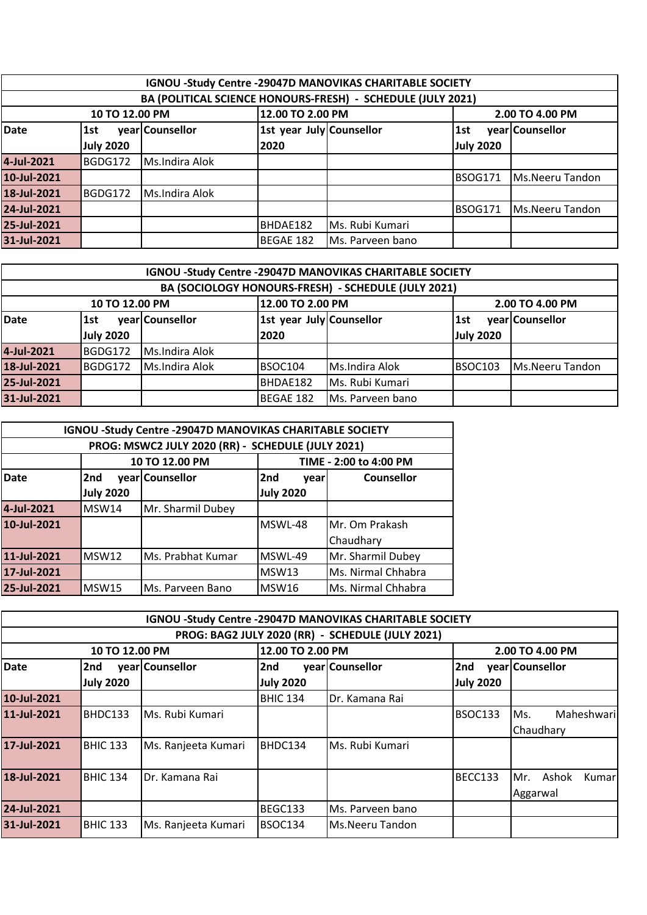| IGNOU -Study Centre -29047D MANOVIKAS CHARITABLE SOCIETY | | | | | | |
|---|---|---|---|---|---|---|
| BA (POLITICAL SCIENCE HONOURS-FRESH) - SCHEDULE (JULY 2021) | | | | | | |
| | 10 TO 12.00 PM | | 12.00 TO 2.00 PM | | 2.00 TO 4.00 PM | |
| **Date** | **1st year July 2020** | **Counsellor** | **1st year July 2020** | **Counsellor** | **1st year July 2020** | **Counsellor** |
| 4-Jul-2021 | BGDG172 | Ms.Indira Alok | | | | |
| 10-Jul-2021 | | | | | BSOG171 | Ms.Neeru Tandon |
| 18-Jul-2021 | BGDG172 | Ms.Indira Alok | | | | |
| 24-Jul-2021 | | | | | BSOG171 | Ms.Neeru Tandon |
| 25-Jul-2021 | | | BHDAE182 | Ms. Rubi Kumari | | |
| 31-Jul-2021 | | | BEGAE 182 | Ms. Parveen bano | | |

| IGNOU -Study Centre -29047D MANOVIKAS CHARITABLE SOCIETY | | | | | | |
|---|---|---|---|---|---|---|
| BA (SOCIOLOGY HONOURS-FRESH) - SCHEDULE (JULY 2021) | | | | | | |
| | 10 TO 12.00 PM | | 12.00 TO 2.00 PM | | 2.00 TO 4.00 PM | |
| **Date** | **1st year July 2020** | **Counsellor** | **1st year July 2020** | **Counsellor** | **1st year July 2020** | **Counsellor** |
| 4-Jul-2021 | BGDG172 | Ms.Indira Alok | | | | |
| 18-Jul-2021 | BGDG172 | Ms.Indira Alok | BSOC104 | Ms.Indira Alok | BSOC103 | Ms.Neeru Tandon |
| 25-Jul-2021 | | | BHDAE182 | Ms. Rubi Kumari | | |
| 31-Jul-2021 | | | BEGAE 182 | Ms. Parveen bano | | |

| IGNOU -Study Centre -29047D MANOVIKAS CHARITABLE SOCIETY | | | | |
|---|---|---|---|---|
| PROG: MSWC2 JULY 2020 (RR) - SCHEDULE (JULY 2021) | | | | |
| | 10 TO 12.00 PM | | TIME - 2:00 to 4:00 PM | |
| **Date** | **2nd year July 2020** | **Counsellor** | **2nd year July 2020** | **Counsellor** |
| 4-Jul-2021 | MSW14 | Mr. Sharmil Dubey | | |
| 10-Jul-2021 | | | MSWL-48 | Mr. Om Prakash Chaudhary |
| 11-Jul-2021 | MSW12 | Ms. Prabhat Kumar | MSWL-49 | Mr. Sharmil Dubey |
| 17-Jul-2021 | | | MSW13 | Ms. Nirmal Chhabra |
| 25-Jul-2021 | MSW15 | Ms. Parveen Bano | MSW16 | Ms. Nirmal Chhabra |

| IGNOU -Study Centre -29047D MANOVIKAS CHARITABLE SOCIETY | | | | | | |
|---|---|---|---|---|---|---|
| PROG: BAG2 JULY 2020 (RR) - SCHEDULE (JULY 2021) | | | | | | |
| | 10 TO 12.00 PM | | 12.00 TO 2.00 PM | | 2.00 TO 4.00 PM | |
| **Date** | **2nd year July 2020** | **Counsellor** | **2nd year July 2020** | **Counsellor** | **2nd year July 2020** | **Counsellor** |
| 10-Jul-2021 | | | BHIC 134 | Dr. Kamana Rai | | |
| 11-Jul-2021 | BHDC133 | Ms. Rubi Kumari | | | BSOC133 | Ms. Maheshwari Chaudhary |
| 17-Jul-2021 | BHIC 133 | Ms. Ranjeeta Kumari | BHDC134 | Ms. Rubi Kumari | | |
| 18-Jul-2021 | BHIC 134 | Dr. Kamana Rai | | | BECC133 | Mr. Ashok Kumar Aggarwal |
| 24-Jul-2021 | | | BEGC133 | Ms. Parveen bano | | |
| 31-Jul-2021 | BHIC 133 | Ms. Ranjeeta Kumari | BSOC134 | Ms.Neeru Tandon | | |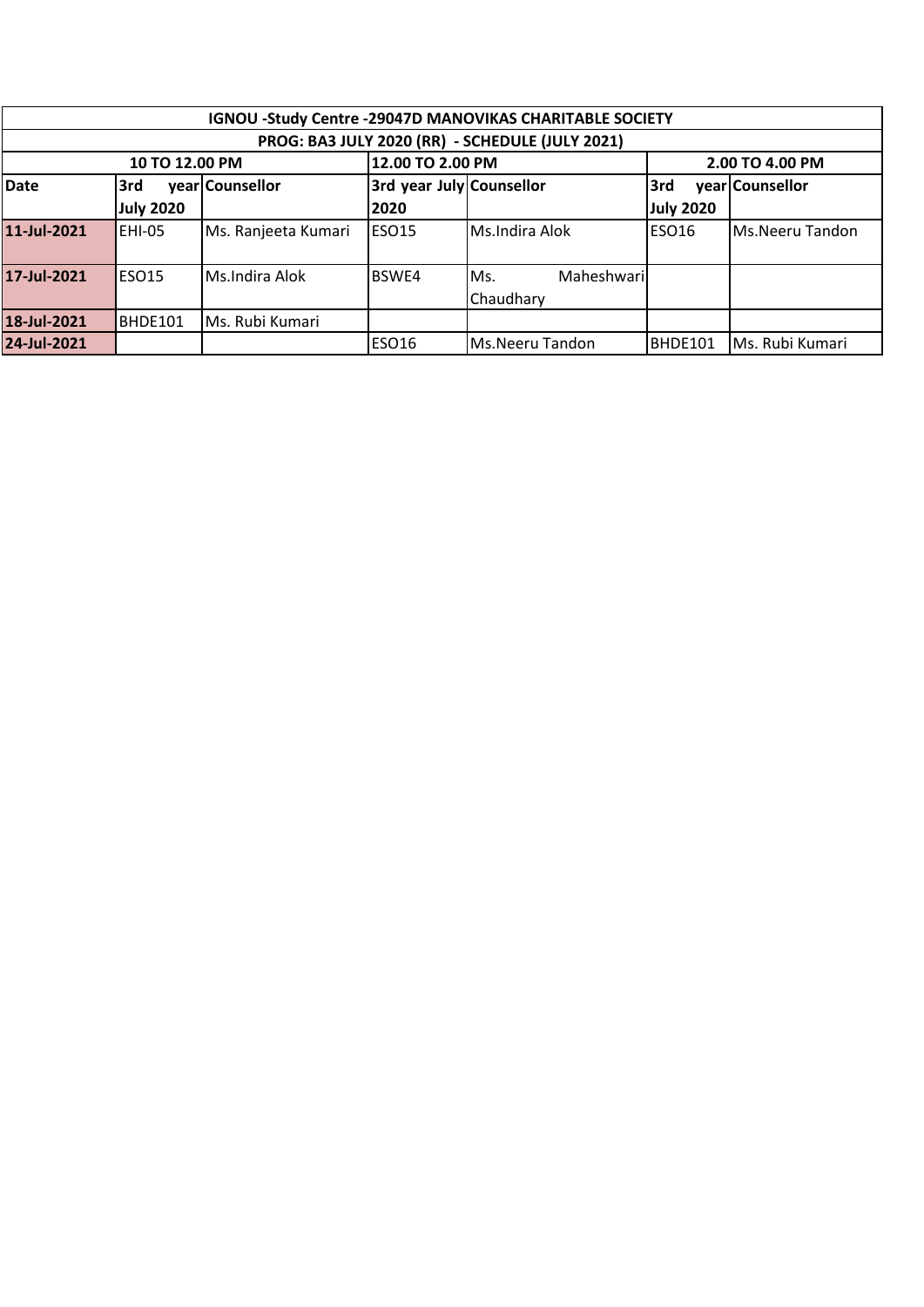| IGNOU -Study Centre -29047D MANOVIKAS CHARITABLE SOCIETY | | | | | | |
|---|---|---|---|---|---|---|
| PROG: BA3 JULY 2020 (RR) - SCHEDULE (JULY 2021) | | | | | | |
| 10 TO 12.00 PM | | | 12.00 TO 2.00 PM | | 2.00 TO 4.00 PM | |
| **Date** | **3rd year July 2020** | **Counsellor** | **3rd year July 2020** | **Counsellor** | **3rd year July 2020** | **Counsellor** |
| **11-Jul-2021** | EHI-05 | Ms. Ranjeeta Kumari | ESO15 | Ms.Indira Alok | ESO16 | Ms.Neeru Tandon |
| **17-Jul-2021** | ESO15 | Ms.Indira Alok | BSWE4 | Ms. Maheshwari Chaudhary | | |
| **18-Jul-2021** | BHDE101 | Ms. Rubi Kumari | | | | |
| **24-Jul-2021** | | | ESO16 | Ms.Neeru Tandon | BHDE101 | Ms. Rubi Kumari |